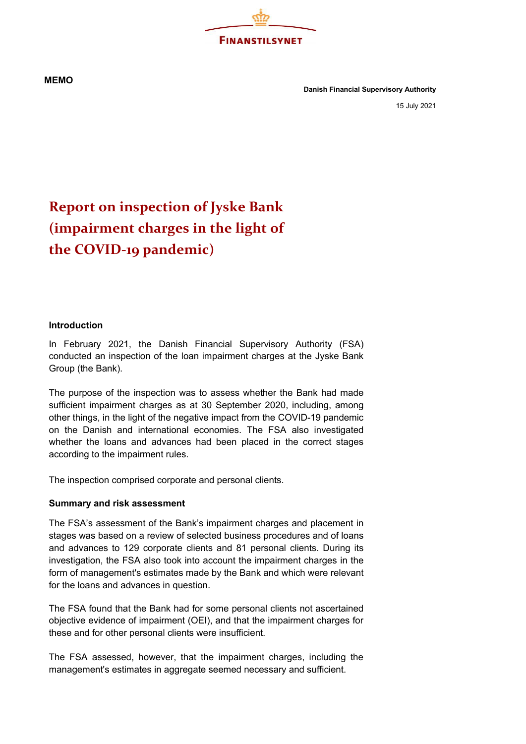FINANSTILSYNET

**MEMO**

**Danish Financial Supervisory Authority**

15 July 2021

# Report on inspection of Jyske Bank (impairment charges in the light of the COVID-19 pandemic)

## Introduction

In February 2021, the Danish Financial Supervisory Authority (FSA) conducted an inspection of the loan impairment charges at the Jyske Bank Group (the Bank).

The purpose of the inspection was to assess whether the Bank had made sufficient impairment charges as at 30 September 2020, including, among other things, in the light of the negative impact from the COVID-19 pandemic on the Danish and international economies. The FSA also investigated whether the loans and advances had been placed in the correct stages according to the impairment rules.

The inspection comprised corporate and personal clients.

## Summary and risk assessment

The FSA's assessment of the Bank's impairment charges and placement in stages was based on a review of selected business procedures and of loans and advances to 129 corporate clients and 81 personal clients. During its investigation, the FSA also took into account the impairment charges in the form of management's estimates made by the Bank and which were relevant for the loans and advances in question.

The FSA found that the Bank had for some personal clients not ascertained objective evidence of impairment (OEI), and that the impairment charges for these and for other personal clients were insufficient.

The FSA assessed, however, that the impairment charges, including the management's estimates in aggregate seemed necessary and sufficient.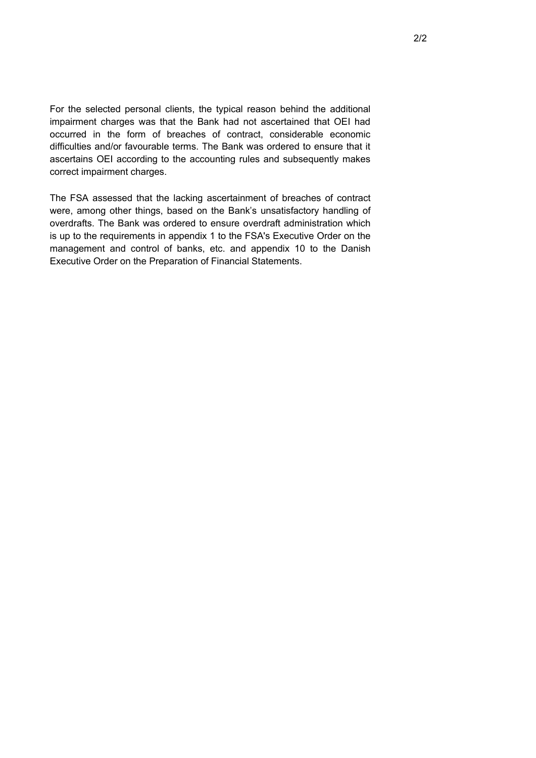For the selected personal clients, the typical reason behind the additional impairment charges was that the Bank had not ascertained that OEI had occurred in the form of breaches of contract, considerable economic difficulties and/or favourable terms. The Bank was ordered to ensure that it ascertains OEI according to the accounting rules and subsequently makes correct impairment charges.

The FSA assessed that the lacking ascertainment of breaches of contract were, among other things, based on the Bank's unsatisfactory handling of overdrafts. The Bank was ordered to ensure overdraft administration which is up to the requirements in appendix 1 to the FSA's Executive Order on the management and control of banks, etc. and appendix 10 to the Danish Executive Order on the Preparation of Financial Statements.